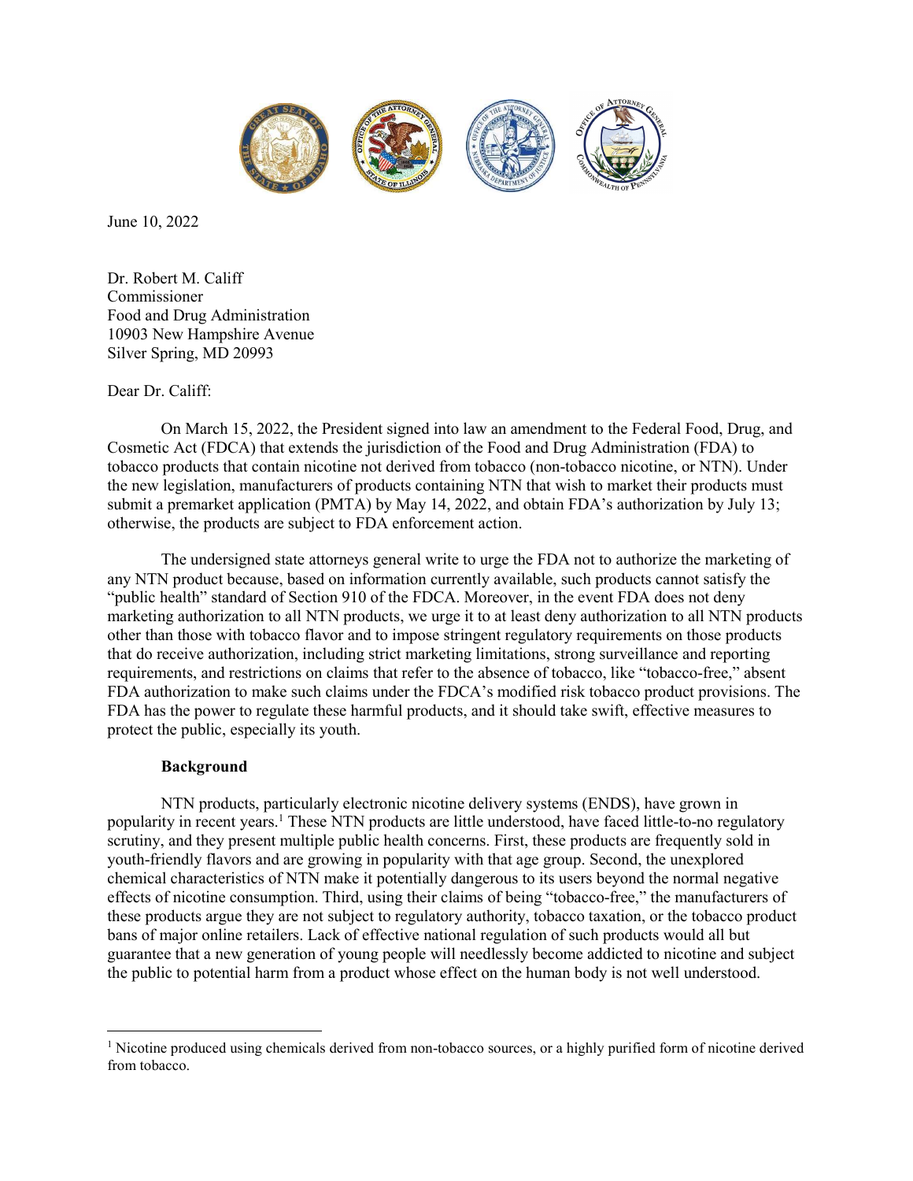June 10, 2022

Dr. Robert M. Califf
Commissioner
Food and Drug Administration
10903 New Hampshire Avenue
Silver Spring, MD 20993

Dear Dr. Califf:

On March 15, 2022, the President signed into law an amendment to the Federal Food, Drug, and Cosmetic Act (FDCA) that extends the jurisdiction of the Food and Drug Administration (FDA) to tobacco products that contain nicotine not derived from tobacco (non-tobacco nicotine, or NTN). Under the new legislation, manufacturers of products containing NTN that wish to market their products must submit a premarket application (PMTA) by May 14, 2022, and obtain FDA's authorization by July 13; otherwise, the products are subject to FDA enforcement action.

The undersigned state attorneys general write to urge the FDA not to authorize the marketing of any NTN product because, based on information currently available, such products cannot satisfy the "public health" standard of Section 910 of the FDCA. Moreover, in the event FDA does not deny marketing authorization to all NTN products, we urge it to at least deny authorization to all NTN products other than those with tobacco flavor and to impose stringent regulatory requirements on those products that do receive authorization, including strict marketing limitations, strong surveillance and reporting requirements, and restrictions on claims that refer to the absence of tobacco, like "tobacco-free," absent FDA authorization to make such claims under the FDCA's modified risk tobacco product provisions. The FDA has the power to regulate these harmful products, and it should take swift, effective measures to protect the public, especially its youth.

**Background**

NTN products, particularly electronic nicotine delivery systems (ENDS), have grown in popularity in recent years.[1] These NTN products are little understood, have faced little-to-no regulatory scrutiny, and they present multiple public health concerns. First, these products are frequently sold in youth-friendly flavors and are growing in popularity with that age group. Second, the unexplored chemical characteristics of NTN make it potentially dangerous to its users beyond the normal negative effects of nicotine consumption. Third, using their claims of being "tobacco-free," the manufacturers of these products argue they are not subject to regulatory authority, tobacco taxation, or the tobacco product bans of major online retailers. Lack of effective national regulation of such products would all but guarantee that a new generation of young people will needlessly become addicted to nicotine and subject the public to potential harm from a product whose effect on the human body is not well understood.

[1] Nicotine produced using chemicals derived from non-tobacco sources, or a highly purified form of nicotine derived from tobacco.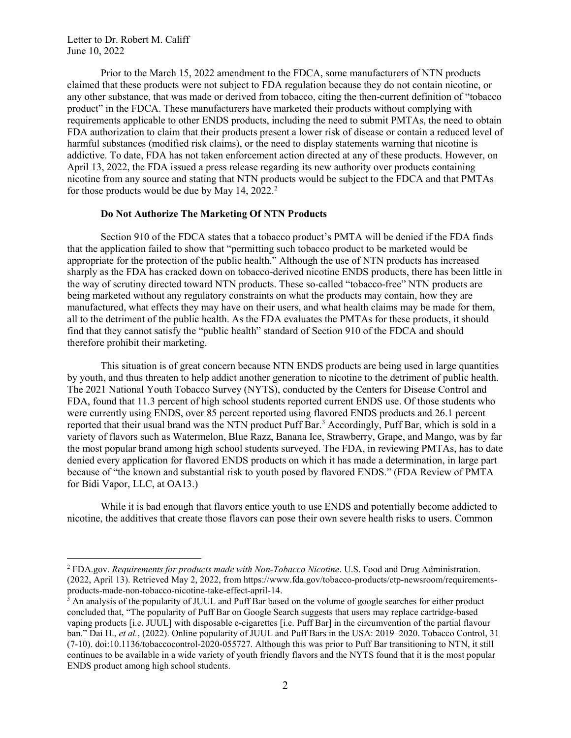Prior to the March 15, 2022 amendment to the FDCA, some manufacturers of NTN products claimed that these products were not subject to FDA regulation because they do not contain nicotine, or any other substance, that was made or derived from tobacco, citing the then-current definition of "tobacco product" in the FDCA. These manufacturers have marketed their products without complying with requirements applicable to other ENDS products, including the need to submit PMTAs, the need to obtain FDA authorization to claim that their products present a lower risk of disease or contain a reduced level of harmful substances (modified risk claims), or the need to display statements warning that nicotine is addictive. To date, FDA has not taken enforcement action directed at any of these products. However, on April 13, 2022, the FDA issued a press release regarding its new authority over products containing nicotine from any source and stating that NTN products would be subject to the FDCA and that PMTAs for those products would be due by May 14, 2022.[2]

**Do Not Authorize The Marketing Of NTN Products**

Section 910 of the FDCA states that a tobacco product's PMTA will be denied if the FDA finds that the application failed to show that "permitting such tobacco product to be marketed would be appropriate for the protection of the public health." Although the use of NTN products has increased sharply as the FDA has cracked down on tobacco-derived nicotine ENDS products, there has been little in the way of scrutiny directed toward NTN products. These so-called "tobacco-free" NTN products are being marketed without any regulatory constraints on what the products may contain, how they are manufactured, what effects they may have on their users, and what health claims may be made for them, all to the detriment of the public health. As the FDA evaluates the PMTAs for these products, it should find that they cannot satisfy the "public health" standard of Section 910 of the FDCA and should therefore prohibit their marketing.

This situation is of great concern because NTN ENDS products are being used in large quantities by youth, and thus threaten to help addict another generation to nicotine to the detriment of public health. The 2021 National Youth Tobacco Survey (NYTS), conducted by the Centers for Disease Control and FDA, found that 11.3 percent of high school students reported current ENDS use. Of those students who were currently using ENDS, over 85 percent reported using flavored ENDS products and 26.1 percent reported that their usual brand was the NTN product Puff Bar.[3] Accordingly, Puff Bar, which is sold in a variety of flavors such as Watermelon, Blue Razz, Banana Ice, Strawberry, Grape, and Mango, was by far the most popular brand among high school students surveyed. The FDA, in reviewing PMTAs, has to date denied every application for flavored ENDS products on which it has made a determination, in large part because of "the known and substantial risk to youth posed by flavored ENDS." (FDA Review of PMTA for Bidi Vapor, LLC, at OA13.)

While it is bad enough that flavors entice youth to use ENDS and potentially become addicted to nicotine, the additives that create those flavors can pose their own severe health risks to users. Common

---

[2] FDA.gov. *Requirements for products made with Non-Tobacco Nicotine*. U.S. Food and Drug Administration. (2022, April 13). Retrieved May 2, 2022, from https://www.fda.gov/tobacco-products/ctp-newsroom/requirements-products-made-non-tobacco-nicotine-take-effect-april-14.

[3] An analysis of the popularity of JUUL and Puff Bar based on the volume of google searches for either product concluded that, "The popularity of Puff Bar on Google Search suggests that users may replace cartridge-based vaping products [i.e. JUUL] with disposable e-cigarettes [i.e. Puff Bar] in the circumvention of the partial flavour ban." Dai H., *et al.*, (2022). Online popularity of JUUL and Puff Bars in the USA: 2019–2020. Tobacco Control, 31 (7-10). doi:10.1136/tobaccocontrol-2020-055727. Although this was prior to Puff Bar transitioning to NTN, it still continues to be available in a wide variety of youth friendly flavors and the NYTS found that it is the most popular ENDS product among high school students.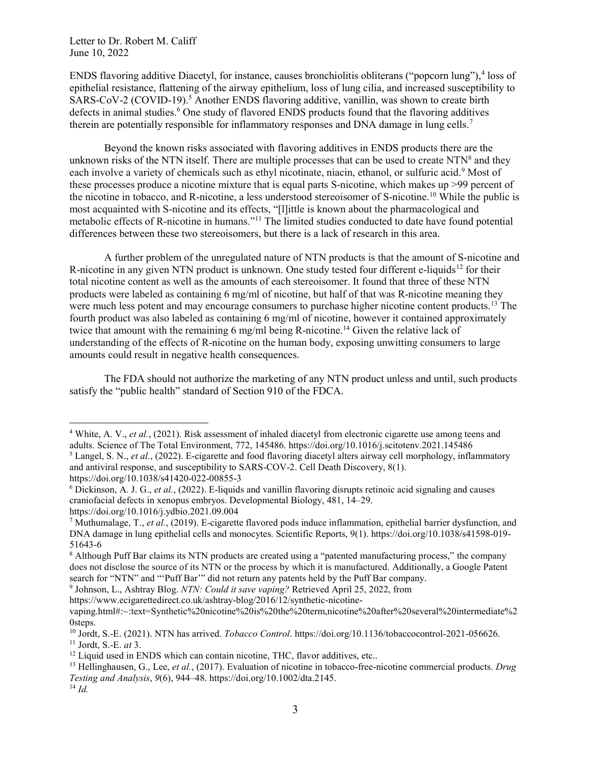ENDS flavoring additive Diacetyl, for instance, causes bronchiolitis obliterans ("popcorn lung"),[4] loss of epithelial resistance, flattening of the airway epithelium, loss of lung cilia, and increased susceptibility to SARS-CoV-2 (COVID-19).[5] Another ENDS flavoring additive, vanillin, was shown to create birth defects in animal studies.[6] One study of flavored ENDS products found that the flavoring additives therein are potentially responsible for inflammatory responses and DNA damage in lung cells.[7]

Beyond the known risks associated with flavoring additives in ENDS products there are the unknown risks of the NTN itself. There are multiple processes that can be used to create NTN[8] and they each involve a variety of chemicals such as ethyl nicotinate, niacin, ethanol, or sulfuric acid.[9] Most of these processes produce a nicotine mixture that is equal parts S-nicotine, which makes up >99 percent of the nicotine in tobacco, and R-nicotine, a less understood stereoisomer of S-nicotine.[10] While the public is most acquainted with S-nicotine and its effects, "[l]ittle is known about the pharmacological and metabolic effects of R-nicotine in humans."[11] The limited studies conducted to date have found potential differences between these two stereoisomers, but there is a lack of research in this area.

A further problem of the unregulated nature of NTN products is that the amount of S-nicotine and R-nicotine in any given NTN product is unknown. One study tested four different e-liquids[12] for their total nicotine content as well as the amounts of each stereoisomer. It found that three of these NTN products were labeled as containing 6 mg/ml of nicotine, but half of that was R-nicotine meaning they were much less potent and may encourage consumers to purchase higher nicotine content products.[13] The fourth product was also labeled as containing 6 mg/ml of nicotine, however it contained approximately twice that amount with the remaining 6 mg/ml being R-nicotine.[14] Given the relative lack of understanding of the effects of R-nicotine on the human body, exposing unwitting consumers to large amounts could result in negative health consequences.

The FDA should not authorize the marketing of any NTN product unless and until, such products satisfy the "public health" standard of Section 910 of the FDCA.

---

[4] White, A. V., *et al.*, (2021). Risk assessment of inhaled diacetyl from electronic cigarette use among teens and adults. Science of The Total Environment, 772, 145486. https://doi.org/10.1016/j.scitotenv.2021.145486

[5] Langel, S. N., *et al.*, (2022). E-cigarette and food flavoring diacetyl alters airway cell morphology, inflammatory and antiviral response, and susceptibility to SARS-COV-2. Cell Death Discovery, 8(1). https://doi.org/10.1038/s41420-022-00855-3

[6] Dickinson, A. J. G., *et al.*, (2022). E-liquids and vanillin flavoring disrupts retinoic acid signaling and causes craniofacial defects in xenopus embryos. Developmental Biology, 481, 14–29. https://doi.org/10.1016/j.ydbio.2021.09.004

[7] Muthumalage, T., *et al.*, (2019). E-cigarette flavored pods induce inflammation, epithelial barrier dysfunction, and DNA damage in lung epithelial cells and monocytes. Scientific Reports, 9(1). https://doi.org/10.1038/s41598-019-51643-6

[8] Although Puff Bar claims its NTN products are created using a "patented manufacturing process," the company does not disclose the source of its NTN or the process by which it is manufactured. Additionally, a Google Patent search for "NTN" and "'Puff Bar'" did not return any patents held by the Puff Bar company.

[9] Johnson, L., Ashtray Blog. *NTN: Could it save vaping?* Retrieved April 25, 2022, from https://www.ecigarettedirect.co.uk/ashtray-blog/2016/12/synthetic-nicotine-vaping.html#:~:text=Synthetic%20nicotine%20is%20the%20term,nicotine%20after%20several%20intermediate%20steps.

[10] Jordt, S.-E. (2021). NTN has arrived. *Tobacco Control*. https://doi.org/10.1136/tobaccocontrol-2021-056626.

[11] Jordt, S.-E. *at* 3.

[12] Liquid used in ENDS which can contain nicotine, THC, flavor additives, etc..

[13] Hellinghausen, G., Lee, *et al.*, (2017). Evaluation of nicotine in tobacco-free-nicotine commercial products. *Drug Testing and Analysis*, *9*(6), 944–48. https://doi.org/10.1002/dta.2145.

[14] *Id.*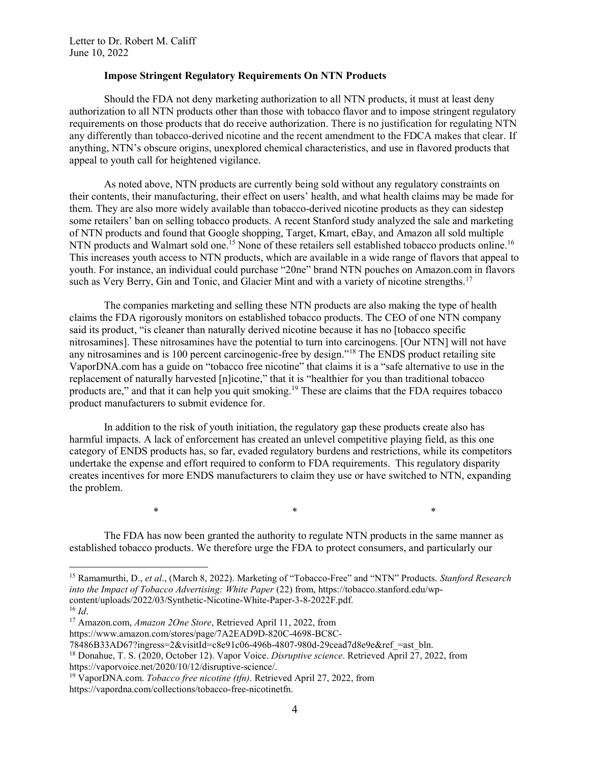**Impose Stringent Regulatory Requirements On NTN Products**

Should the FDA not deny marketing authorization to all NTN products, it must at least deny authorization to all NTN products other than those with tobacco flavor and to impose stringent regulatory requirements on those products that do receive authorization. There is no justification for regulating NTN any differently than tobacco-derived nicotine and the recent amendment to the FDCA makes that clear. If anything, NTN's obscure origins, unexplored chemical characteristics, and use in flavored products that appeal to youth call for heightened vigilance.

As noted above, NTN products are currently being sold without any regulatory constraints on their contents, their manufacturing, their effect on users' health, and what health claims may be made for them. They are also more widely available than tobacco-derived nicotine products as they can sidestep some retailers' ban on selling tobacco products. A recent Stanford study analyzed the sale and marketing of NTN products and found that Google shopping, Target, Kmart, eBay, and Amazon all sold multiple NTN products and Walmart sold one.[15] None of these retailers sell established tobacco products online.[16] This increases youth access to NTN products, which are available in a wide range of flavors that appeal to youth. For instance, an individual could purchase "20ne" brand NTN pouches on Amazon.com in flavors such as Very Berry, Gin and Tonic, and Glacier Mint and with a variety of nicotine strengths.[17]

The companies marketing and selling these NTN products are also making the type of health claims the FDA rigorously monitors on established tobacco products. The CEO of one NTN company said its product, "is cleaner than naturally derived nicotine because it has no [tobacco specific nitrosamines]. These nitrosamines have the potential to turn into carcinogens. [Our NTN] will not have any nitrosamines and is 100 percent carcinogenic-free by design."[18] The ENDS product retailing site VaporDNA.com has a guide on "tobacco free nicotine" that claims it is a "safe alternative to use in the replacement of naturally harvested [n]icotine," that it is "healthier for you than traditional tobacco products are," and that it can help you quit smoking.[19] These are claims that the FDA requires tobacco product manufacturers to submit evidence for.

In addition to the risk of youth initiation, the regulatory gap these products create also has harmful impacts. A lack of enforcement has created an unlevel competitive playing field, as this one category of ENDS products has, so far, evaded regulatory burdens and restrictions, while its competitors undertake the expense and effort required to conform to FDA requirements. This regulatory disparity creates incentives for more ENDS manufacturers to claim they use or have switched to NTN, expanding the problem.

\* \* \*

The FDA has now been granted the authority to regulate NTN products in the same manner as established tobacco products. We therefore urge the FDA to protect consumers, and particularly our

---

[15] Ramamurthi, D., *et al*., (March 8, 2022). Marketing of "Tobacco-Free" and "NTN" Products. *Stanford Research into the Impact of Tobacco Advertising: White Paper* (22) from, https://tobacco.stanford.edu/wp-content/uploads/2022/03/Synthetic-Nicotine-White-Paper-3-8-2022F.pdf.

[16] *Id*.

[17] Amazon.com, *Amazon 2One Store*, Retrieved April 11, 2022, from https://www.amazon.com/stores/page/7A2EAD9D-820C-4698-BC8C-78486B33AD67?ingress=2&visitId=c8e91c06-496b-4807-980d-29cead7d8e9e&ref_=ast_bln.

[18] Donahue, T. S. (2020, October 12). Vapor Voice. *Disruptive science*. Retrieved April 27, 2022, from https://vaporvoice.net/2020/10/12/disruptive-science/.

[19] VaporDNA.com. *Tobacco free nicotine (tfn)*. Retrieved April 27, 2022, from https://vapordna.com/collections/tobacco-free-nicotinetfn.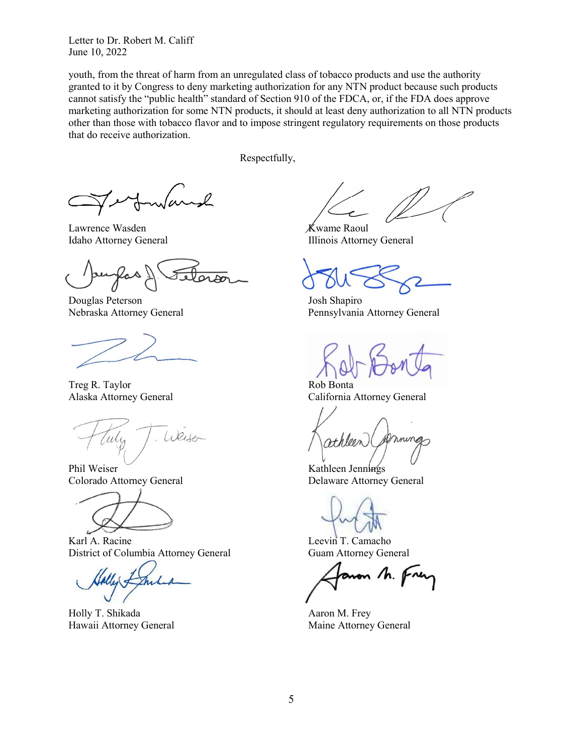youth, from the threat of harm from an unregulated class of tobacco products and use the authority granted to it by Congress to deny marketing authorization for any NTN product because such products cannot satisfy the "public health" standard of Section 910 of the FDCA, or, if the FDA does approve marketing authorization for some NTN products, it should at least deny authorization to all NTN products other than those with tobacco flavor and to impose stringent regulatory requirements on those products that do receive authorization.

Respectfully,

Lawrence Wasden
Idaho Attorney General

Kwame Raoul
Illinois Attorney General

Douglas Peterson
Nebraska Attorney General

Josh Shapiro
Pennsylvania Attorney General

Treg R. Taylor
Alaska Attorney General

Rob Bonta
California Attorney General

Phil Weiser
Colorado Attorney General

Kathleen Jennings
Delaware Attorney General

Karl A. Racine
District of Columbia Attorney General

Leevin T. Camacho
Guam Attorney General

Holly T. Shikada
Hawaii Attorney General

Aaron M. Frey
Maine Attorney General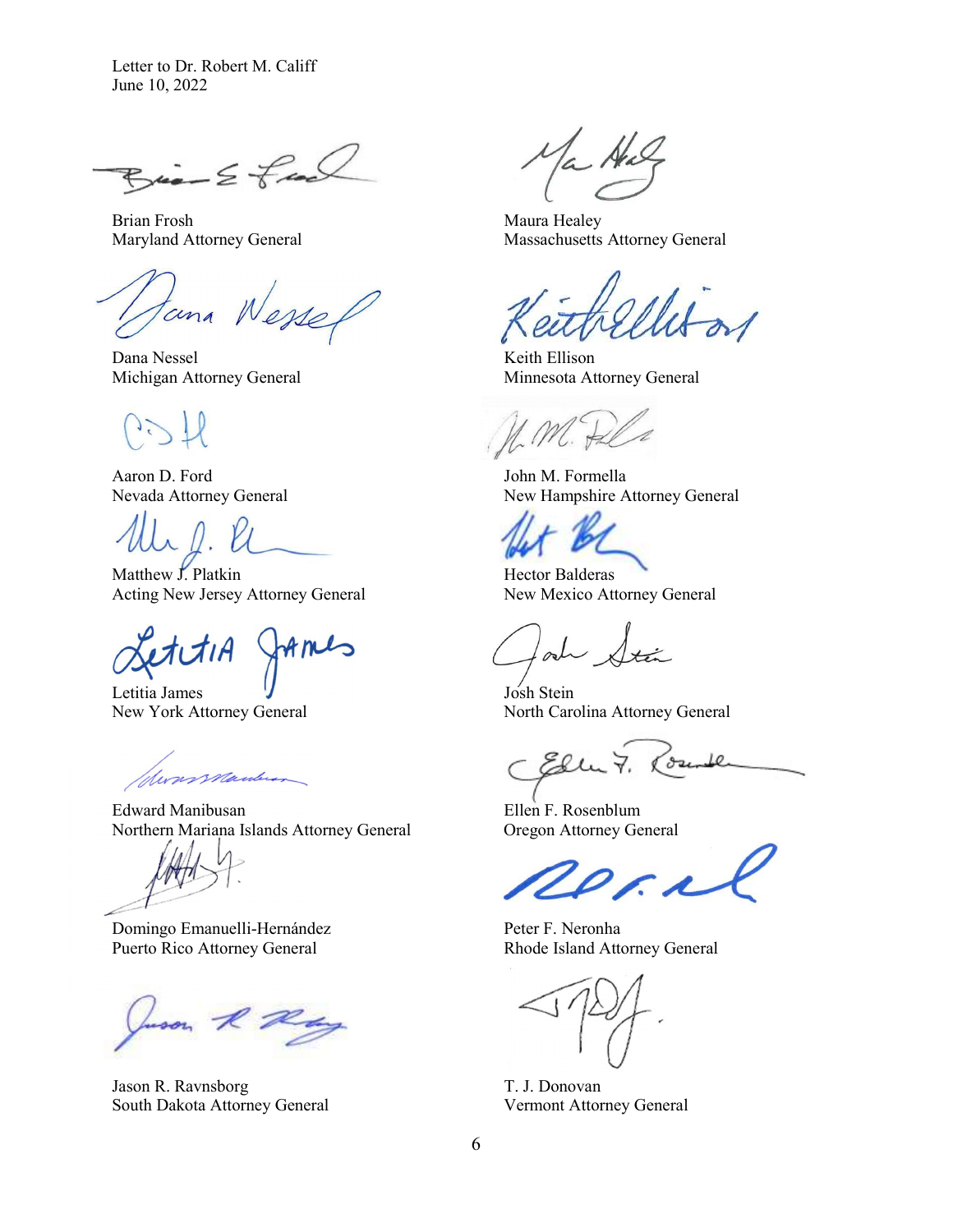Letter to Dr. Robert M. Califf
June 10, 2022

Brian Frosh
Maryland Attorney General

Maura Healey
Massachusetts Attorney General

Dana Nessel
Michigan Attorney General

Keith Ellison
Minnesota Attorney General

Aaron D. Ford
Nevada Attorney General

John M. Formella
New Hampshire Attorney General

Matthew J. Platkin
Acting New Jersey Attorney General

Hector Balderas
New Mexico Attorney General

Letitia James
New York Attorney General

Josh Stein
North Carolina Attorney General

Edward Manibusan
Northern Mariana Islands Attorney General

Ellen F. Rosenblum
Oregon Attorney General

Domingo Emanuelli-Hernández
Puerto Rico Attorney General

Peter F. Neronha
Rhode Island Attorney General

Jason R. Ravnsborg
South Dakota Attorney General

T. J. Donovan
Vermont Attorney General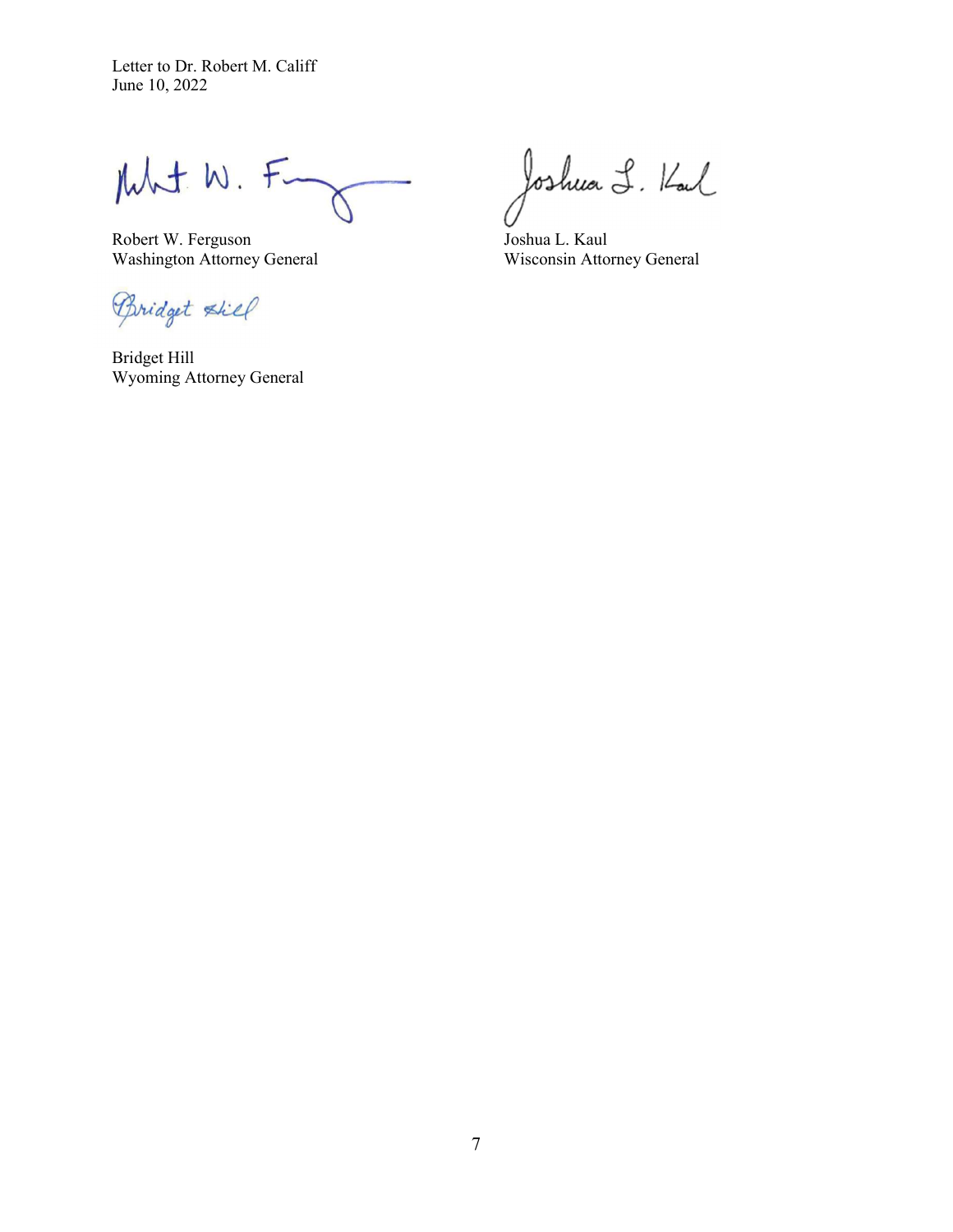Letter to Dr. Robert M. Califf
June 10, 2022

Robert W. Ferguson
Washington Attorney General

Joshua L. Kaul
Wisconsin Attorney General

Bridget Hill
Wyoming Attorney General